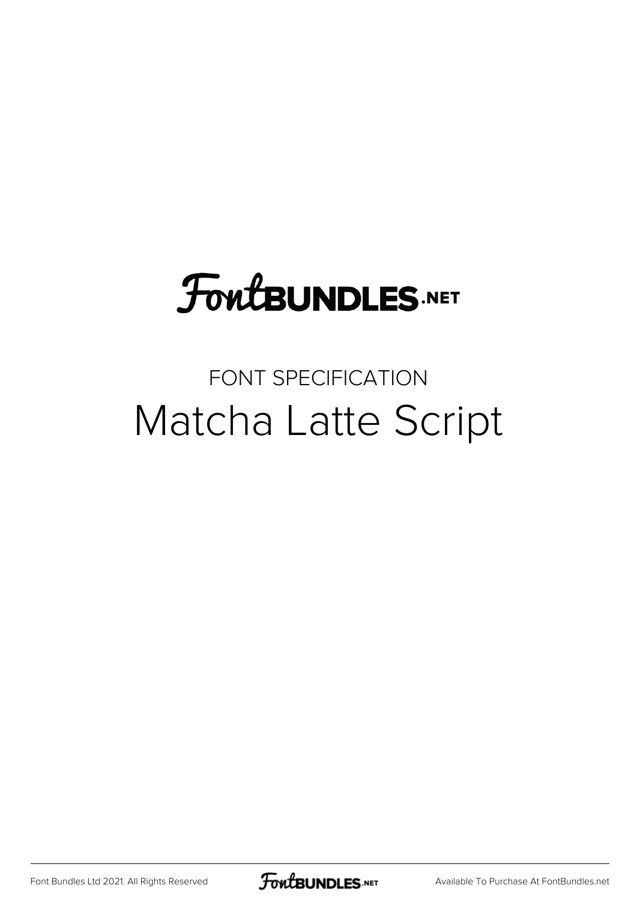FontBUNDLES.NET

FONT SPECIFICATION

# Matcha Latte Script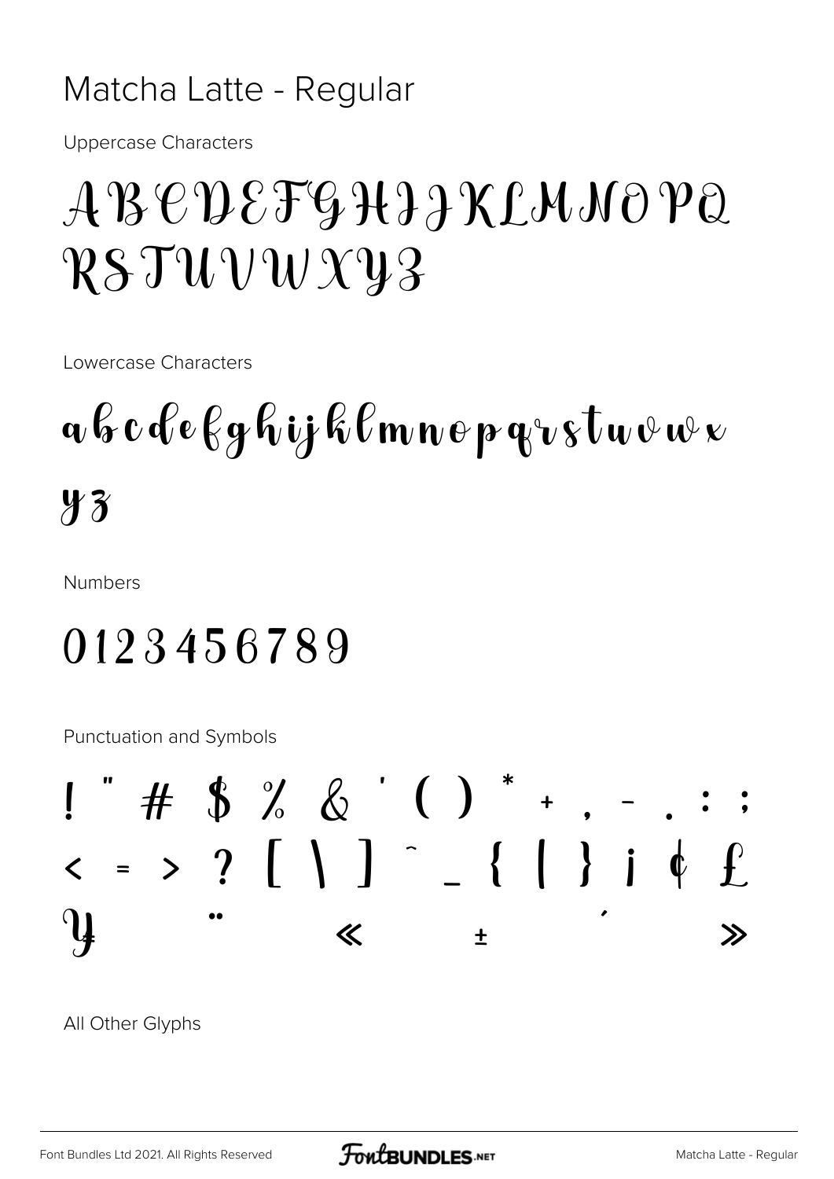# Matcha Latte - Regular

Uppercase Characters

ABCDEFGHIJKLMNOPQ
RSTUVWXYZ

Lowercase Characters

abcdefghijklmnopqrstuvwx
yz

Numbers

0123456789

Punctuation and Symbols

! " # $ % & ' ( ) * + , - . : ;
< = > ? [ \ ] ^ _ { | } ¡ ¢ £
¥ ¨ « ± ´ »

All Other Glyphs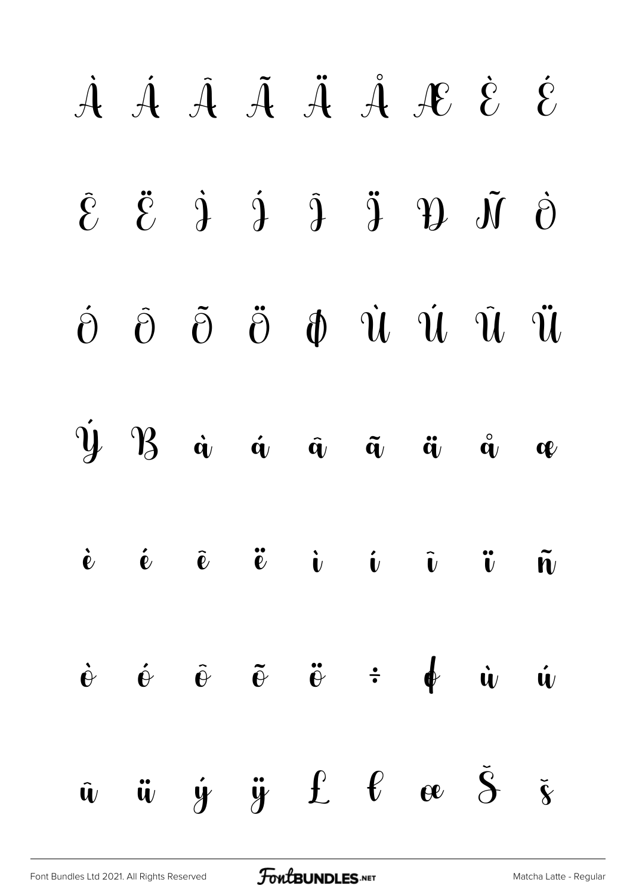À Á Â Ã Ä Å Æ È É

Ê Ë Ì Í Î Ï Ð Ñ Ò

Ó Ô Õ Ö Ø Ù Ú Û Ü

Ý ß à á â ã ä å æ

è é ê ë ì í î ï ñ

ò ó ô õ ö ÷ ø ù ú

û ü ý ÿ Ł ł œ Š š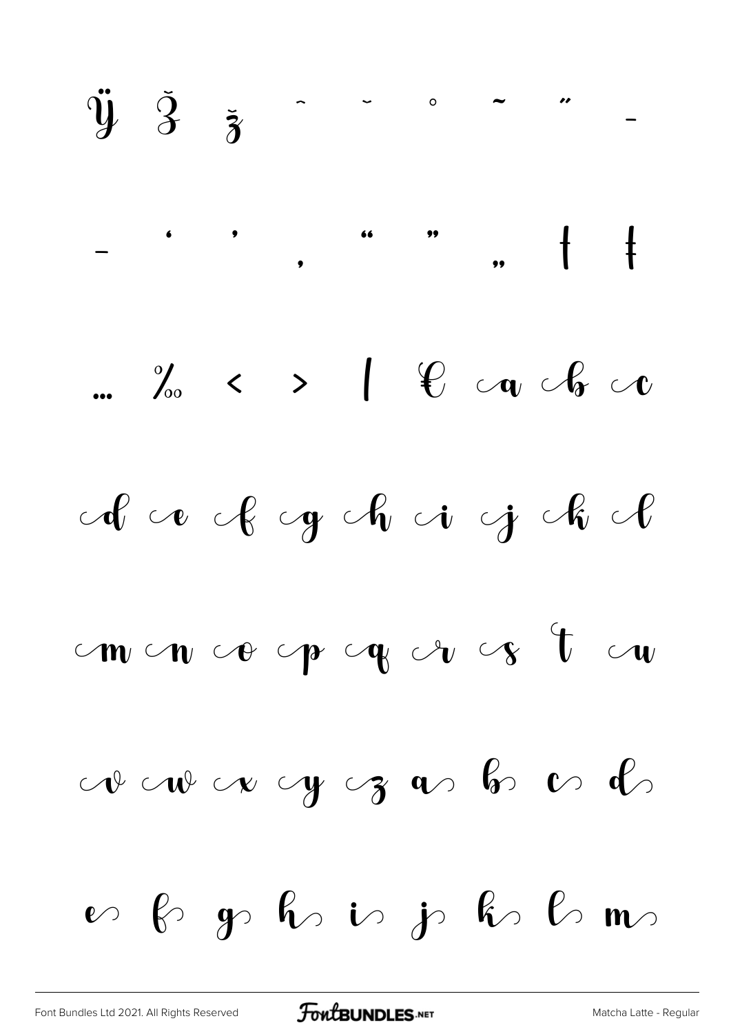ÿ Ž ž ˆ ˘ ˚ ˜ ˝ –

— ‘ ’ ‚ “ ” „ † ‡

… ‰ ‹ › ⁄ € a b c

d e f g h i j k l

m n o p q r s t u

v w x y z a b c d

e f g h i j k l m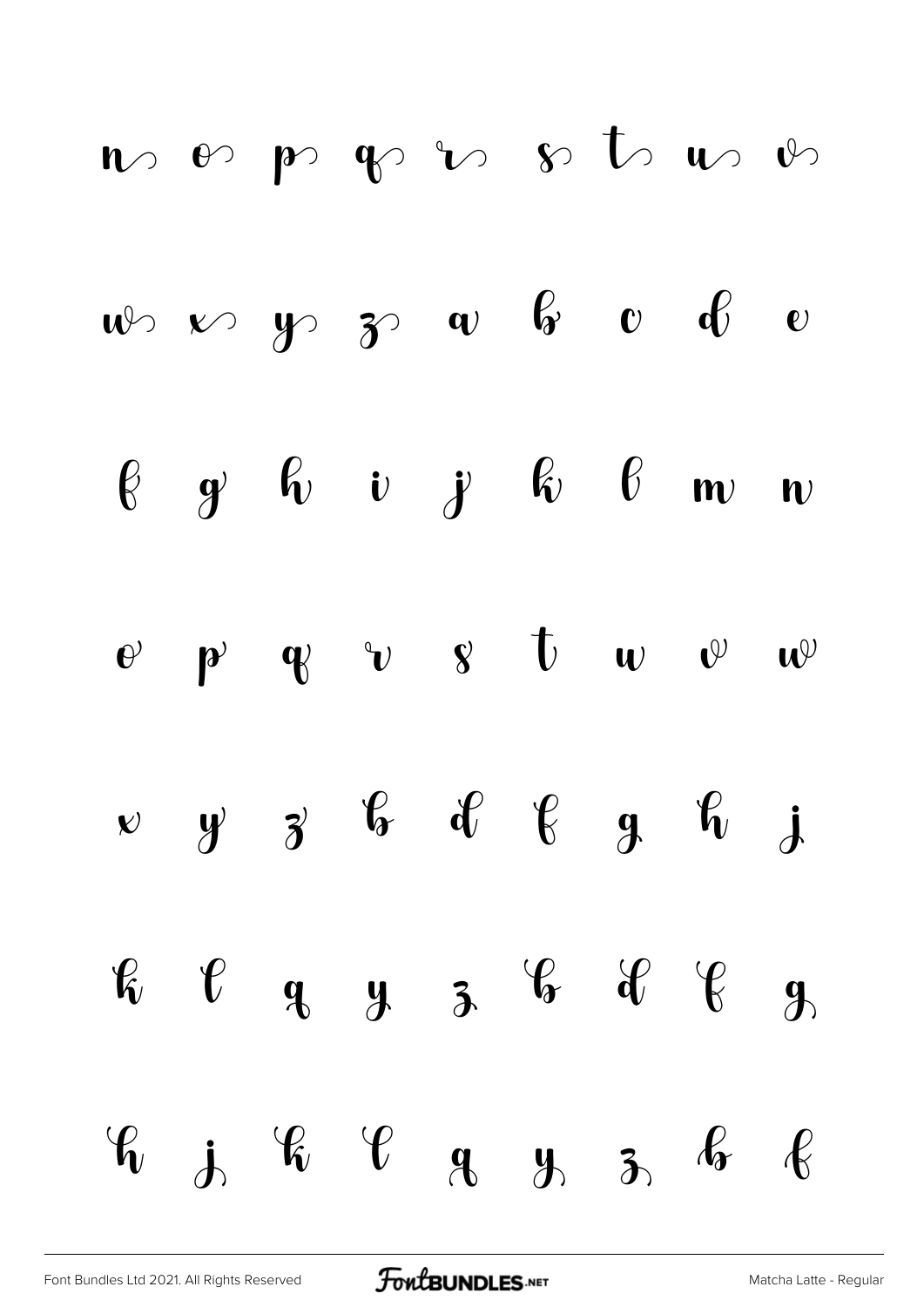n o p q r s t u v

w x y z a b c d e

f g h i j k l m n

o p q r s t u v w

x y z b d f g h j

k l q y z b d f g

h j k l q y z b f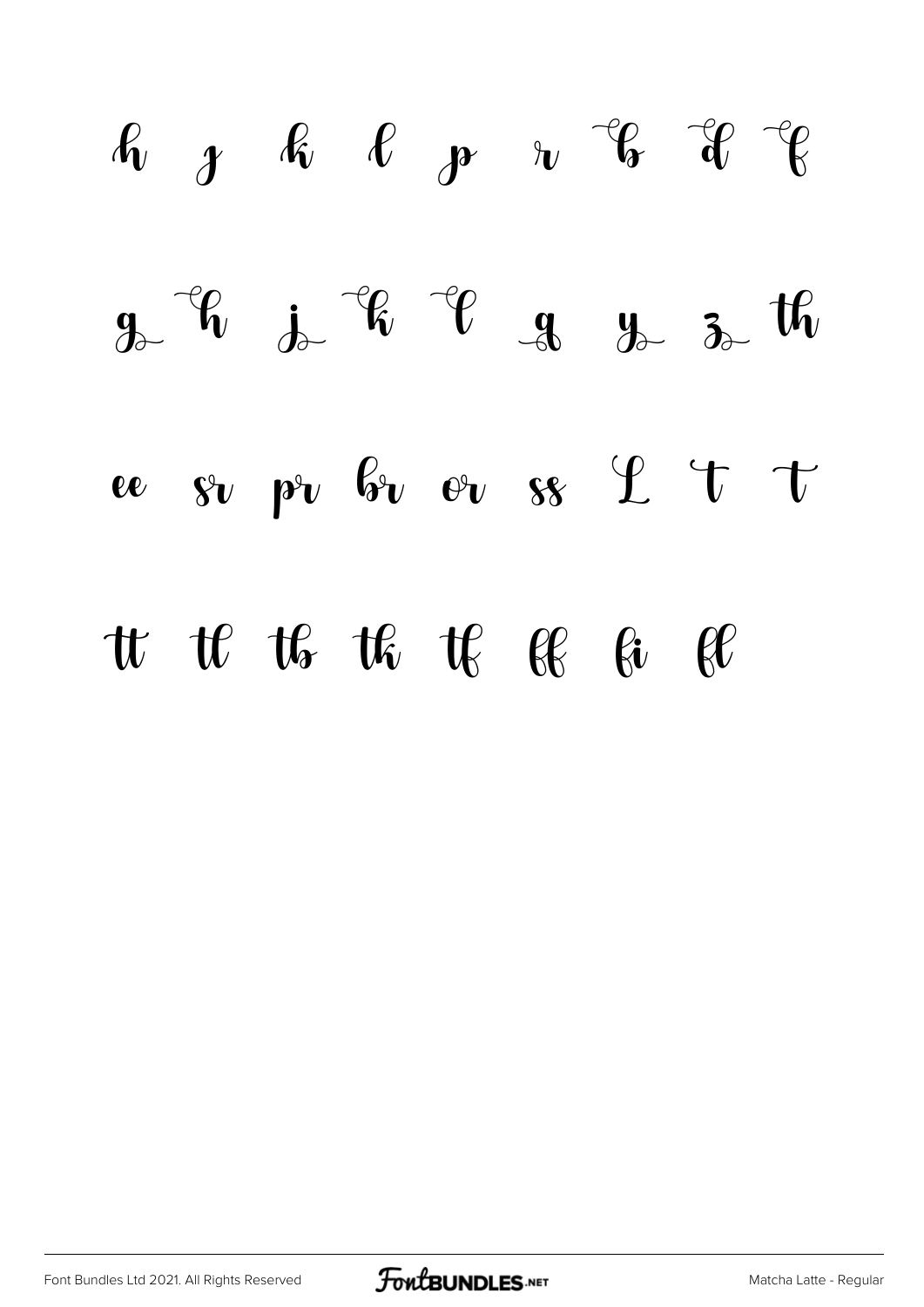h j k l p r b d f

g h j k l q y z th

ee sr pr br or ss L t t

tt tl tb tk tf ff fi fl